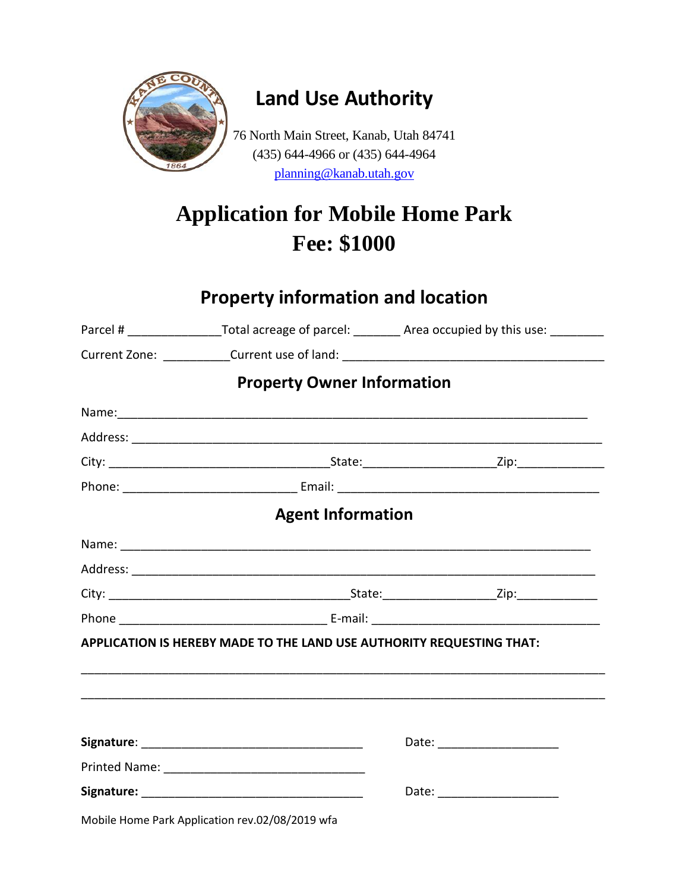# Land Use Authority

76 North Main Street, Kanab, Utah 84741
(435) 644-4966 or (435) 644-4964
planning@kanab.utah.gov

# Application for Mobile Home Park
# Fee: $1000

## Property information and location

Parcel # ______________ Total acreage of parcel: _______ Area occupied by this use: ________

Current Zone: __________ Current use of land: ________________________________________

## Property Owner Information

Name: ________________________________________________________________________

Address: ______________________________________________________________________

City: ________________________________ State: ____________________ Zip: _____________

Phone: __________________________ Email: ________________________________________

## Agent Information

Name: ________________________________________________________________________

Address: ______________________________________________________________________

City: ____________________________________ State: _________________ Zip: ____________

Phone _______________________________ E-mail: __________________________________

**APPLICATION IS HEREBY MADE TO THE LAND USE AUTHORITY REQUESTING THAT:**

________________________________________________________________________________

________________________________________________________________________________

**Signature**: __________________________________ Date: ___________________

Printed Name: _______________________________

**Signature:** __________________________________ Date: ___________________

Mobile Home Park Application rev.02/08/2019 wfa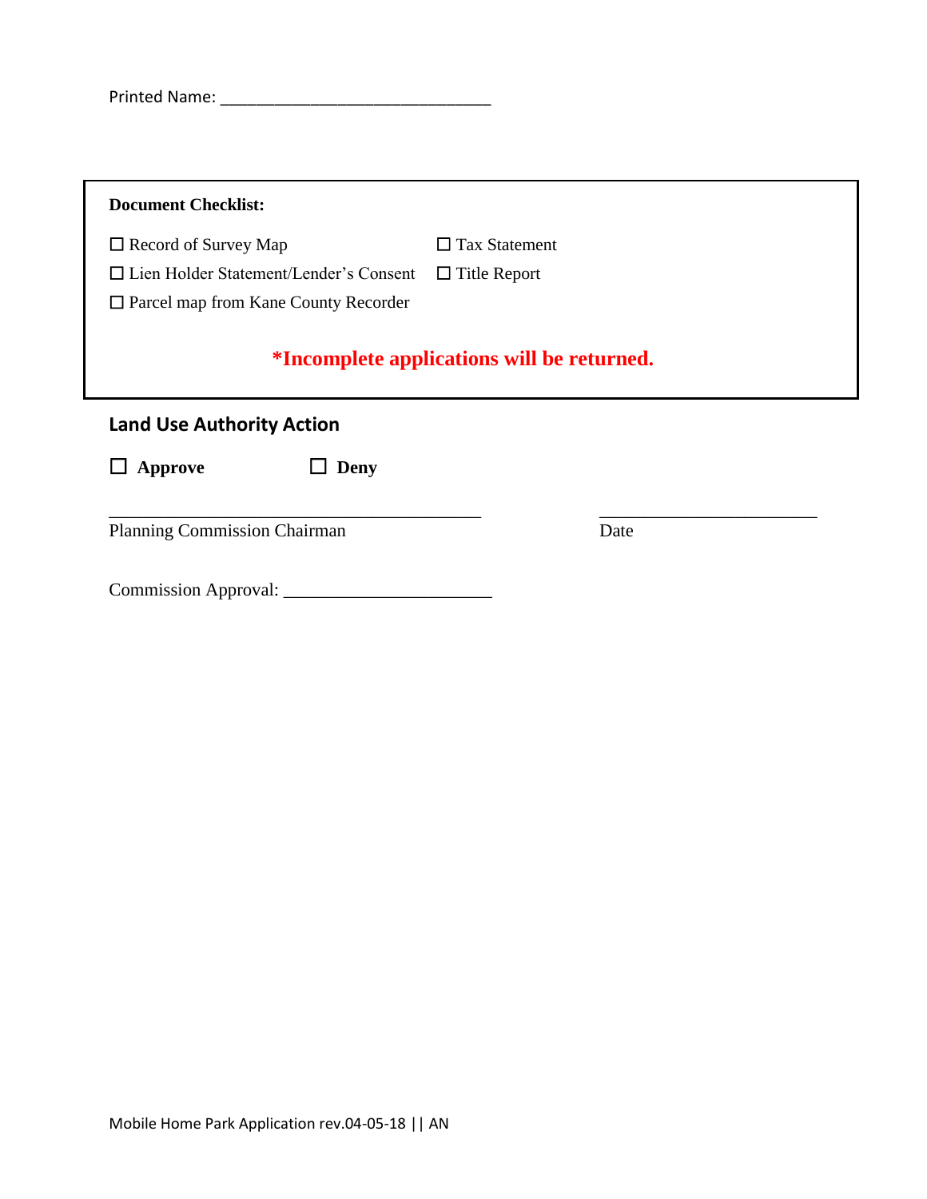Printed Name: ______________________________

**Document Checklist:**

☐ Record of Survey Map
☐ Tax Statement
☐ Lien Holder Statement/Lender's Consent
☐ Title Report
☐ Parcel map from Kane County Recorder

***Incomplete applications will be returned.**

## Land Use Authority Action

☐ **Approve** ☐ **Deny**

_________________________________________ _________________________

Planning Commission Chairman Date

Commission Approval: ______________________

Mobile Home Park Application rev.04-05-18 || AN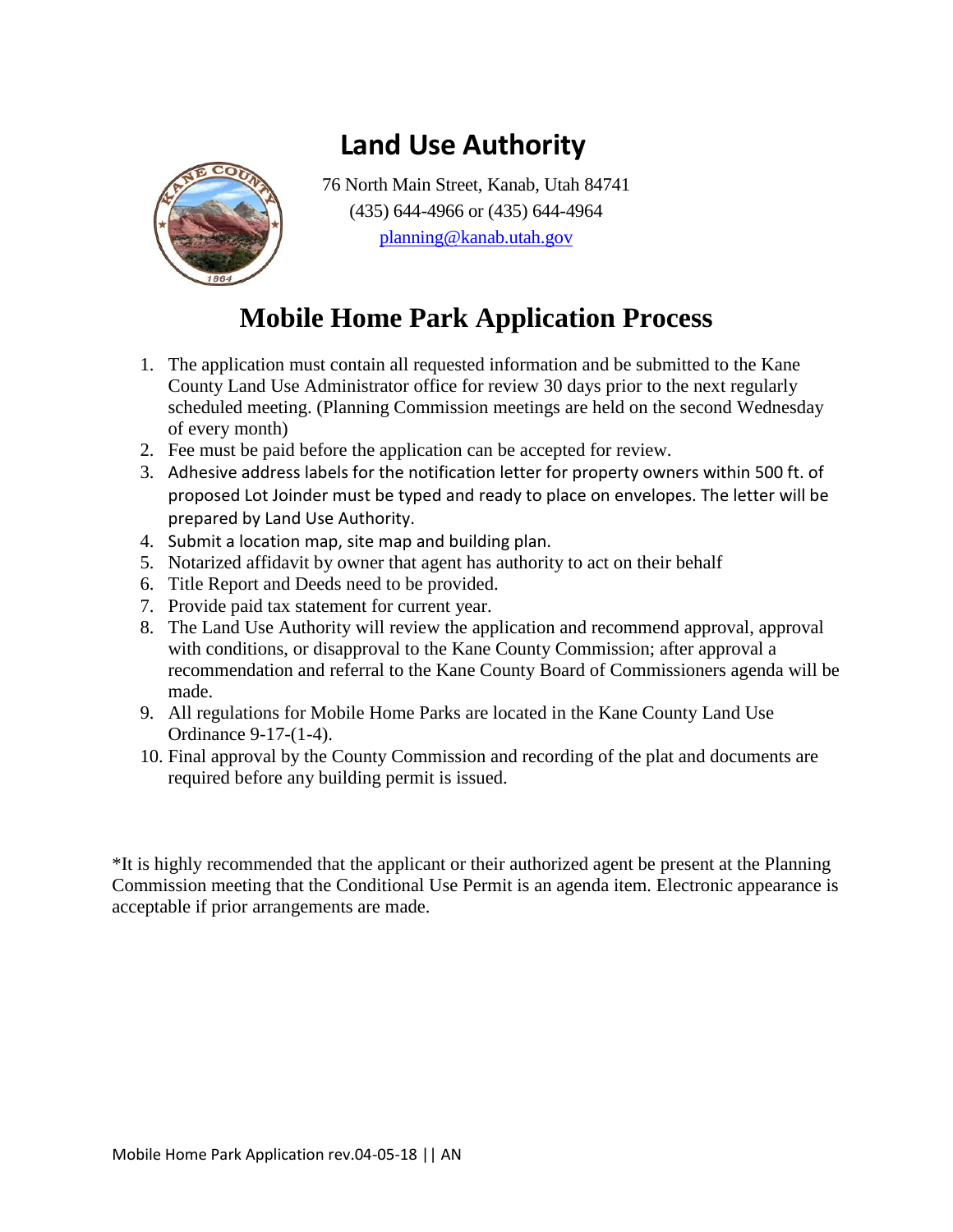# Land Use Authority

76 North Main Street, Kanab, Utah 84741
(435) 644-4966 or (435) 644-4964
planning@kanab.utah.gov

## Mobile Home Park Application Process

1. The application must contain all requested information and be submitted to the Kane County Land Use Administrator office for review 30 days prior to the next regularly scheduled meeting. (Planning Commission meetings are held on the second Wednesday of every month)
2. Fee must be paid before the application can be accepted for review.
3. Adhesive address labels for the notification letter for property owners within 500 ft. of proposed Lot Joinder must be typed and ready to place on envelopes. The letter will be prepared by Land Use Authority.
4. Submit a location map, site map and building plan.
5. Notarized affidavit by owner that agent has authority to act on their behalf
6. Title Report and Deeds need to be provided.
7. Provide paid tax statement for current year.
8. The Land Use Authority will review the application and recommend approval, approval with conditions, or disapproval to the Kane County Commission; after approval a recommendation and referral to the Kane County Board of Commissioners agenda will be made.
9. All regulations for Mobile Home Parks are located in the Kane County Land Use Ordinance 9-17-(1-4).
10. Final approval by the County Commission and recording of the plat and documents are required before any building permit is issued.

*It is highly recommended that the applicant or their authorized agent be present at the Planning Commission meeting that the Conditional Use Permit is an agenda item. Electronic appearance is acceptable if prior arrangements are made.

Mobile Home Park Application rev.04-05-18 || AN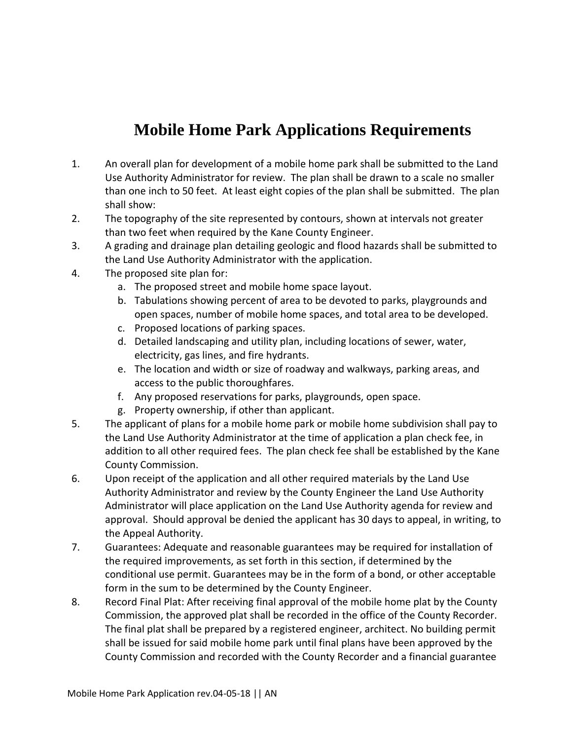# Mobile Home Park Applications Requirements

1. An overall plan for development of a mobile home park shall be submitted to the Land Use Authority Administrator for review. The plan shall be drawn to a scale no smaller than one inch to 50 feet. At least eight copies of the plan shall be submitted. The plan shall show:
2. The topography of the site represented by contours, shown at intervals not greater than two feet when required by the Kane County Engineer.
3. A grading and drainage plan detailing geologic and flood hazards shall be submitted to the Land Use Authority Administrator with the application.
4. The proposed site plan for:
   a. The proposed street and mobile home space layout.
   b. Tabulations showing percent of area to be devoted to parks, playgrounds and open spaces, number of mobile home spaces, and total area to be developed.
   c. Proposed locations of parking spaces.
   d. Detailed landscaping and utility plan, including locations of sewer, water, electricity, gas lines, and fire hydrants.
   e. The location and width or size of roadway and walkways, parking areas, and access to the public thoroughfares.
   f. Any proposed reservations for parks, playgrounds, open space.
   g. Property ownership, if other than applicant.
5. The applicant of plans for a mobile home park or mobile home subdivision shall pay to the Land Use Authority Administrator at the time of application a plan check fee, in addition to all other required fees. The plan check fee shall be established by the Kane County Commission.
6. Upon receipt of the application and all other required materials by the Land Use Authority Administrator and review by the County Engineer the Land Use Authority Administrator will place application on the Land Use Authority agenda for review and approval. Should approval be denied the applicant has 30 days to appeal, in writing, to the Appeal Authority.
7. Guarantees: Adequate and reasonable guarantees may be required for installation of the required improvements, as set forth in this section, if determined by the conditional use permit. Guarantees may be in the form of a bond, or other acceptable form in the sum to be determined by the County Engineer.
8. Record Final Plat: After receiving final approval of the mobile home plat by the County Commission, the approved plat shall be recorded in the office of the County Recorder. The final plat shall be prepared by a registered engineer, architect. No building permit shall be issued for said mobile home park until final plans have been approved by the County Commission and recorded with the County Recorder and a financial guarantee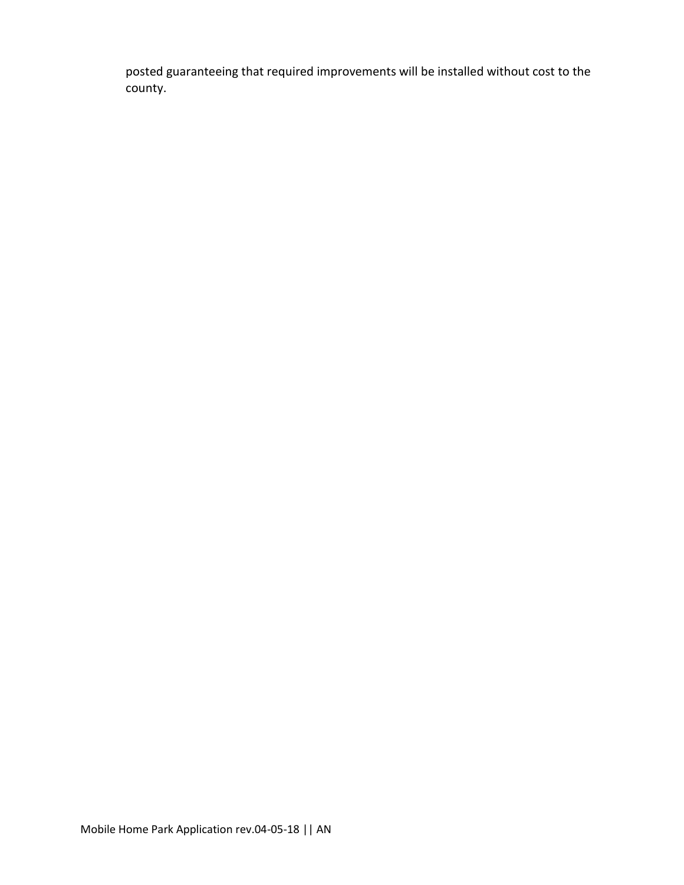posted guaranteeing that required improvements will be installed without cost to the county.